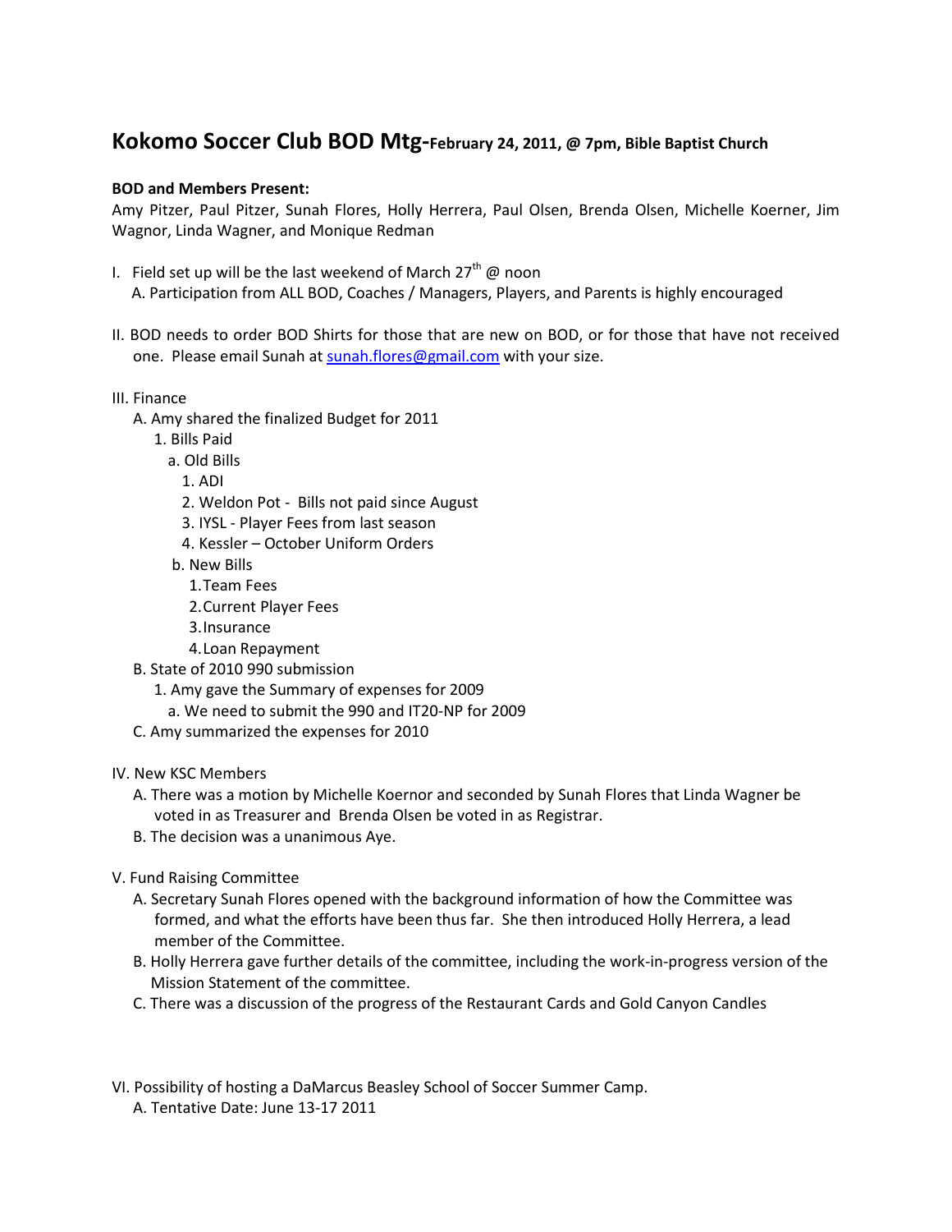# Kokomo Soccer Club BOD Mtg-February 24, 2011, @ 7pm, Bible Baptist Church

**BOD and Members Present:**

Amy Pitzer, Paul Pitzer, Sunah Flores, Holly Herrera, Paul Olsen, Brenda Olsen, Michelle Koerner, Jim Wagnor, Linda Wagner, and Monique Redman

I. Field set up will be the last weekend of March 27th @ noon
   A. Participation from ALL BOD, Coaches / Managers, Players, and Parents is highly encouraged

II. BOD needs to order BOD Shirts for those that are new on BOD, or for those that have not received one. Please email Sunah at sunah.flores@gmail.com with your size.

III. Finance
   A. Amy shared the finalized Budget for 2011
      1. Bills Paid
         a. Old Bills
            1. ADI
            2. Weldon Pot - Bills not paid since August
            3. IYSL - Player Fees from last season
            4. Kessler – October Uniform Orders
         b. New Bills
            1. Team Fees
            2. Current Player Fees
            3. Insurance
            4. Loan Repayment
   B. State of 2010 990 submission
      1. Amy gave the Summary of expenses for 2009
         a. We need to submit the 990 and IT20-NP for 2009
   C. Amy summarized the expenses for 2010

IV. New KSC Members
   A. There was a motion by Michelle Koernor and seconded by Sunah Flores that Linda Wagner be voted in as Treasurer and Brenda Olsen be voted in as Registrar.
   B. The decision was a unanimous Aye.

V. Fund Raising Committee
   A. Secretary Sunah Flores opened with the background information of how the Committee was formed, and what the efforts have been thus far. She then introduced Holly Herrera, a lead member of the Committee.
   B. Holly Herrera gave further details of the committee, including the work-in-progress version of the Mission Statement of the committee.
   C. There was a discussion of the progress of the Restaurant Cards and Gold Canyon Candles

VI. Possibility of hosting a DaMarcus Beasley School of Soccer Summer Camp.
   A. Tentative Date: June 13-17 2011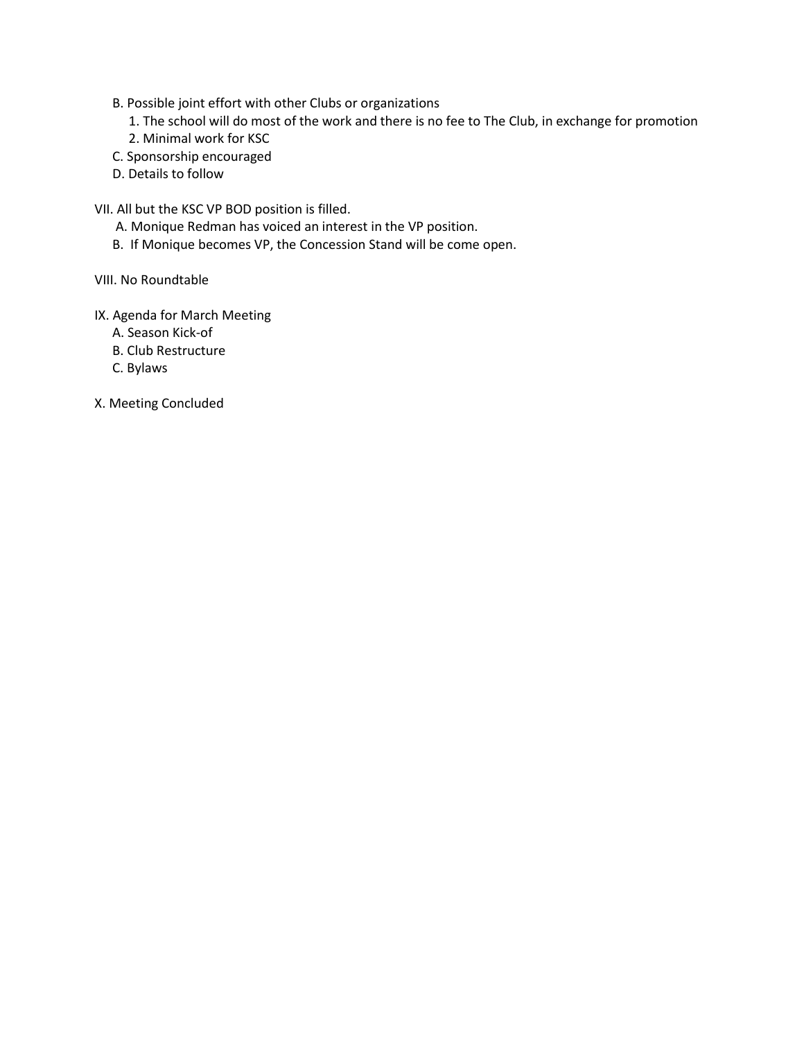B. Possible joint effort with other Clubs or organizations
    1. The school will do most of the work and there is no fee to The Club, in exchange for promotion
    2. Minimal work for KSC
C. Sponsorship encouraged
D. Details to follow

VII. All but the KSC VP BOD position is filled.
A. Monique Redman has voiced an interest in the VP position.
B. If Monique becomes VP, the Concession Stand will be come open.

VIII. No Roundtable

IX. Agenda for March Meeting
A. Season Kick-of
B. Club Restructure
C. Bylaws

X. Meeting Concluded